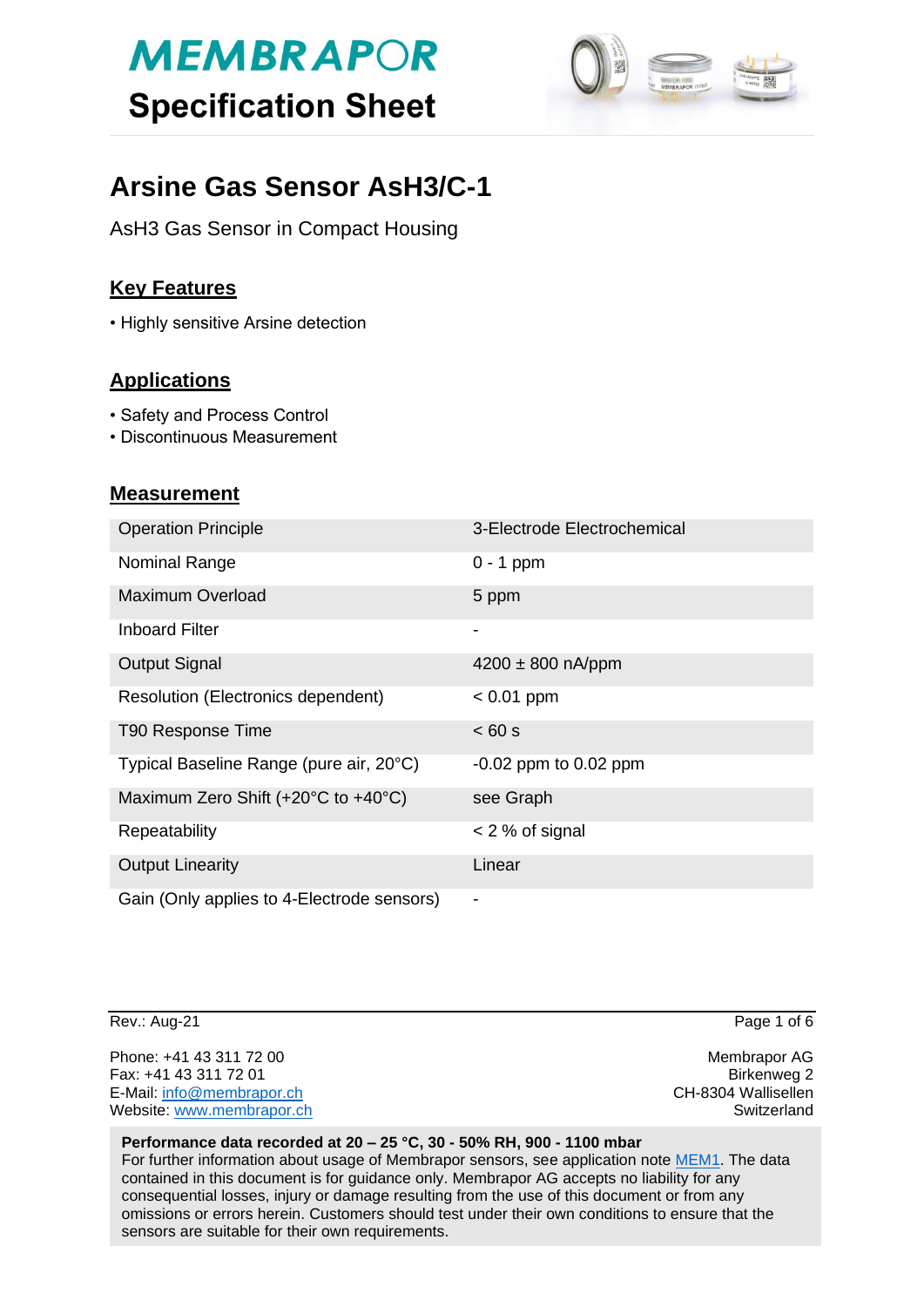# MEMBRAPOR

## Specification Sheet

# Arsine Gas Sensor AsH3/C-1

AsH3 Gas Sensor in Compact Housing

## Key Features

- Highly sensitive Arsine detection

## Applications

- Safety and Process Control
- Discontinuous Measurement

## Measurement

| | |
|---|---|
| Operation Principle | 3-Electrode Electrochemical |
| Nominal Range | 0 - 1 ppm |
| Maximum Overload | 5 ppm |
| Inboard Filter | - |
| Output Signal | 4200 ± 800 nA/ppm |
| Resolution (Electronics dependent) | < 0.01 ppm |
| T90 Response Time | < 60 s |
| Typical Baseline Range (pure air, 20°C) | -0.02 ppm to 0.02 ppm |
| Maximum Zero Shift (+20°C to +40°C) | see Graph |
| Repeatability | < 2 % of signal |
| Output Linearity | Linear |
| Gain (Only applies to 4-Electrode sensors) | - |

Rev.: Aug-21

Phone: +41 43 311 72 00
Fax: +41 43 311 72 01
E-Mail: info@membrapor.ch
Website: www.membrapor.ch

Membrapor AG
Birkenweg 2
CH-8304 Wallisellen
Switzerland

**Performance data recorded at 20 – 25 °C, 30 - 50% RH, 900 - 1100 mbar**
For further information about usage of Membrapor sensors, see application note MEM1. The data contained in this document is for guidance only. Membrapor AG accepts no liability for any consequential losses, injury or damage resulting from the use of this document or from any omissions or errors herein. Customers should test under their own conditions to ensure that the sensors are suitable for their own requirements.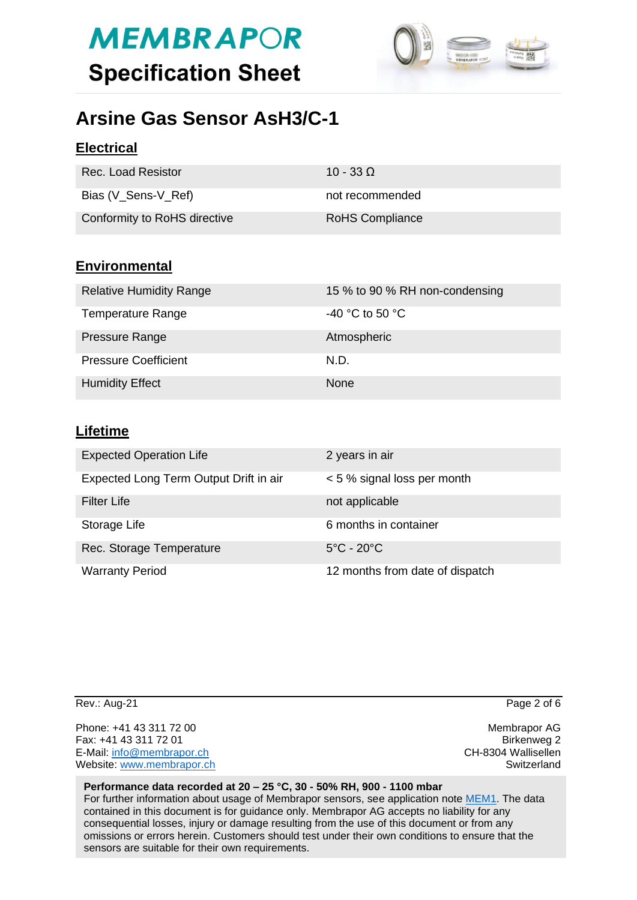# Arsine Gas Sensor AsH3/C-1

## Electrical

| | |
|---|---|
| Rec. Load Resistor | 10 - 33 Ω |
| Bias (V_Sens-V_Ref) | not recommended |
| Conformity to RoHS directive | RoHS Compliance |

## Environmental

| | |
|---|---|
| Relative Humidity Range | 15 % to 90 % RH non-condensing |
| Temperature Range | -40 °C to 50 °C |
| Pressure Range | Atmospheric |
| Pressure Coefficient | N.D. |
| Humidity Effect | None |

## Lifetime

| | |
|---|---|
| Expected Operation Life | 2 years in air |
| Expected Long Term Output Drift in air | < 5 % signal loss per month |
| Filter Life | not applicable |
| Storage Life | 6 months in container |
| Rec. Storage Temperature | 5°C - 20°C |
| Warranty Period | 12 months from date of dispatch |

Rev.: Aug-21

Phone: +41 43 311 72 00
Fax: +41 43 311 72 01
E-Mail: info@membrapor.ch
Website: www.membrapor.ch

Membrapor AG
Birkenweg 2
CH-8304 Wallisellen
Switzerland

**Performance data recorded at 20 – 25 °C, 30 - 50% RH, 900 - 1100 mbar**
For further information about usage of Membrapor sensors, see application note MEM1. The data contained in this document is for guidance only. Membrapor AG accepts no liability for any consequential losses, injury or damage resulting from the use of this document or from any omissions or errors herein. Customers should test under their own conditions to ensure that the sensors are suitable for their own requirements.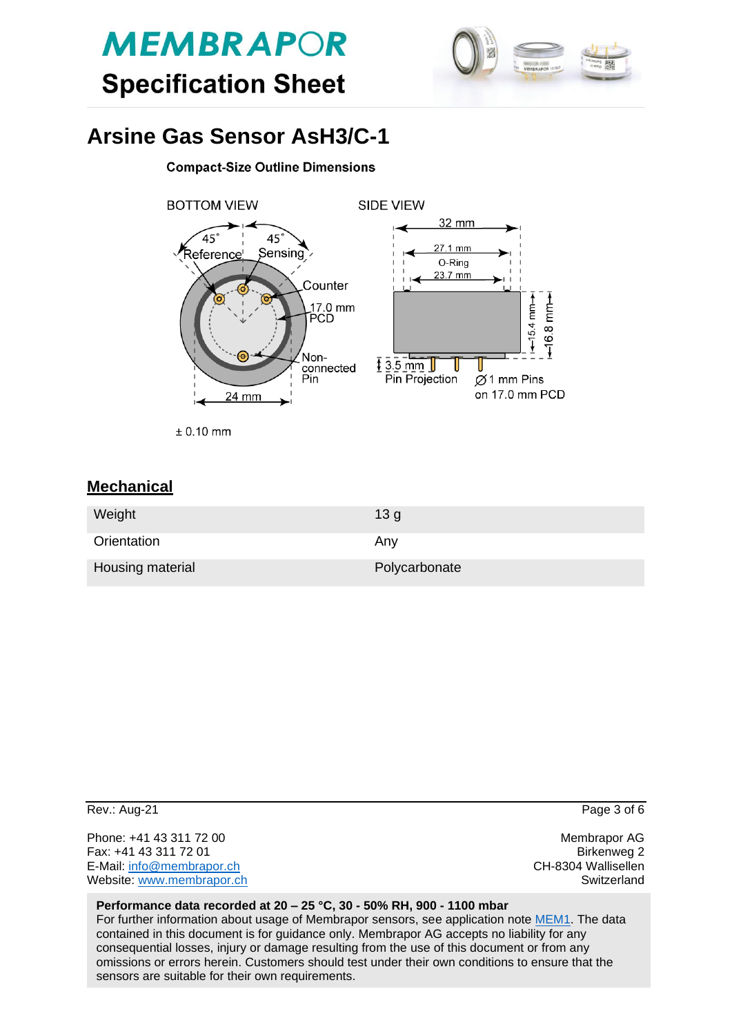# MEMBRAPOR

## Specification Sheet

# Arsine Gas Sensor AsH3/C-1

**Compact-Size Outline Dimensions**

BOTTOM VIEW

45˚ 45˚
Reference Sensing
Counter
17.0 mm PCD
Non-connected Pin
24 mm

SIDE VIEW

32 mm
27.1 mm
O-Ring
23.7 mm
15.4 mm
16.8 mm
3.5 mm Pin Projection
∅1 mm Pins on 17.0 mm PCD

± 0.10 mm

## Mechanical

| | |
|---|---|
| Weight | 13 g |
| Orientation | Any |
| Housing material | Polycarbonate |

Rev.: Aug-21

Phone: +41 43 311 72 00
Fax: +41 43 311 72 01
E-Mail: info@membrapor.ch
Website: www.membrapor.ch

Membrapor AG
Birkenweg 2
CH-8304 Wallisellen
Switzerland

**Performance data recorded at 20 – 25 °C, 30 - 50% RH, 900 - 1100 mbar**
For further information about usage of Membrapor sensors, see application note MEM1. The data contained in this document is for guidance only. Membrapor AG accepts no liability for any consequential losses, injury or damage resulting from the use of this document or from any omissions or errors herein. Customers should test under their own conditions to ensure that the sensors are suitable for their own requirements.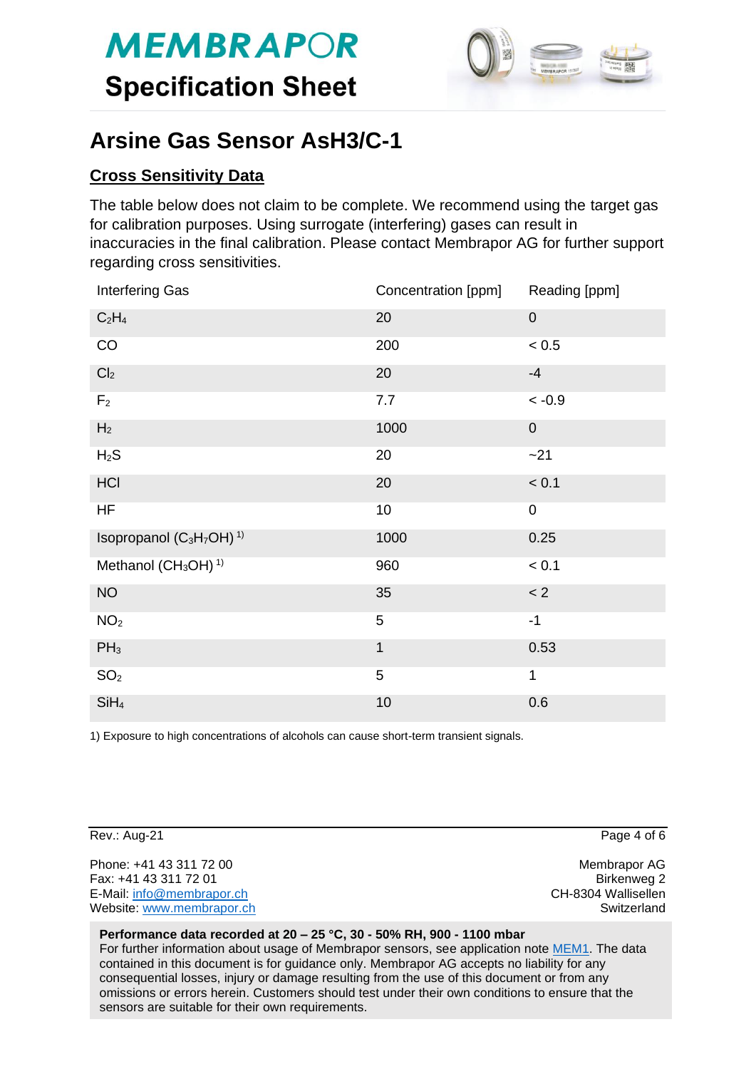# MEMBRAPOR

## Specification Sheet

# Arsine Gas Sensor AsH3/C-1

## Cross Sensitivity Data

The table below does not claim to be complete. We recommend using the target gas for calibration purposes. Using surrogate (interfering) gases can result in inaccuracies in the final calibration. Please contact Membrapor AG for further support regarding cross sensitivities.

| Interfering Gas | Concentration [ppm] | Reading [ppm] |
|---|---|---|
| $C_2H_4$ | 20 | 0 |
| CO | 200 | < 0.5 |
| $Cl_2$ | 20 | -4 |
| $F_2$ | 7.7 | < -0.9 |
| $H_2$ | 1000 | 0 |
| $H_2S$ | 20 | ~21 |
| HCl | 20 | < 0.1 |
| HF | 10 | 0 |
| Isopropanol ($C_3H_7OH$) 1) | 1000 | 0.25 |
| Methanol ($CH_3OH$) 1) | 960 | < 0.1 |
| NO | 35 | < 2 |
| $NO_2$ | 5 | -1 |
| $PH_3$ | 1 | 0.53 |
| $SO_2$ | 5 | 1 |
| $SiH_4$ | 10 | 0.6 |

1) Exposure to high concentrations of alcohols can cause short-term transient signals.

Rev.: Aug-21

Phone: +41 43 311 72 00
Fax: +41 43 311 72 01
E-Mail: info@membrapor.ch
Website: www.membrapor.ch

Membrapor AG
Birkenweg 2
CH-8304 Wallisellen
Switzerland

**Performance data recorded at 20 – 25 °C, 30 - 50% RH, 900 - 1100 mbar**
For further information about usage of Membrapor sensors, see application note MEM1. The data contained in this document is for guidance only. Membrapor AG accepts no liability for any consequential losses, injury or damage resulting from the use of this document or from any omissions or errors herein. Customers should test under their own conditions to ensure that the sensors are suitable for their own requirements.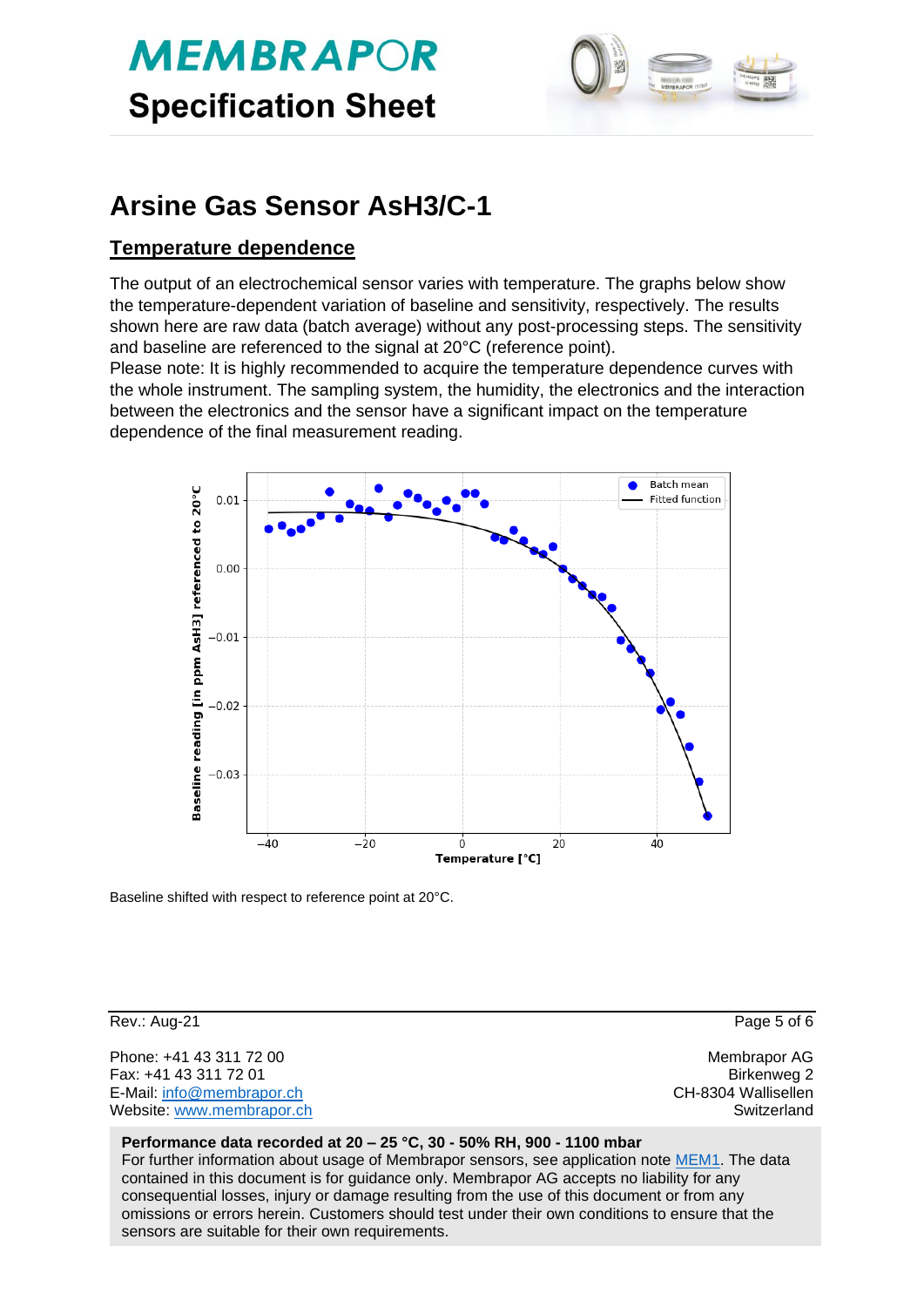# Arsine Gas Sensor AsH3/C-1

## Temperature dependence

The output of an electrochemical sensor varies with temperature. The graphs below show the temperature-dependent variation of baseline and sensitivity, respectively. The results shown here are raw data (batch average) without any post-processing steps. The sensitivity and baseline are referenced to the signal at 20°C (reference point).
Please note: It is highly recommended to acquire the temperature dependence curves with the whole instrument. The sampling system, the humidity, the electronics and the interaction between the electronics and the sensor have a significant impact on the temperature dependence of the final measurement reading.

Baseline shifted with respect to reference point at 20°C.

Rev.: Aug-21

Phone: +41 43 311 72 00
Fax: +41 43 311 72 01
E-Mail: info@membrapor.ch
Website: www.membrapor.ch

Membrapor AG
Birkenweg 2
CH-8304 Wallisellen
Switzerland

**Performance data recorded at 20 – 25 °C, 30 - 50% RH, 900 - 1100 mbar**
For further information about usage of Membrapor sensors, see application note MEM1. The data contained in this document is for guidance only. Membrapor AG accepts no liability for any consequential losses, injury or damage resulting from the use of this document or from any omissions or errors herein. Customers should test under their own conditions to ensure that the sensors are suitable for their own requirements.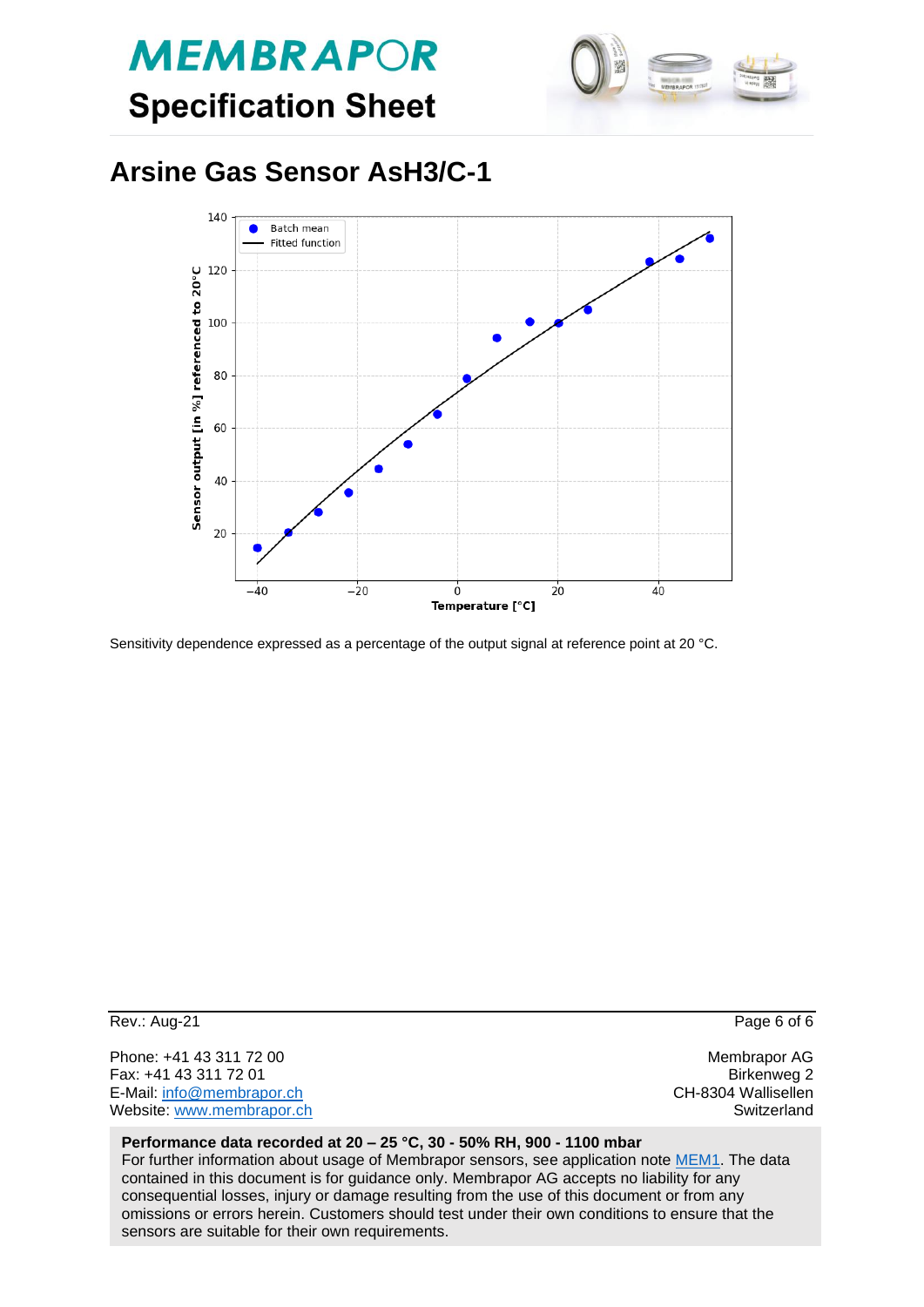# MEMBRAPOR

## Specification Sheet

## Arsine Gas Sensor AsH3/C-1

Batch mean
Fitted function

Sensor output [in %] referenced to 20°C

140
120
100
80
60
40
20

−40
−20
0
20
40

Temperature [°C]

Sensitivity dependence expressed as a percentage of the output signal at reference point at 20 °C.

Rev.: Aug-21

Phone: +41 43 311 72 00
Fax: +41 43 311 72 01
E-Mail: info@membrapor.ch
Website: www.membrapor.ch

Membrapor AG
Birkenweg 2
CH-8304 Wallisellen
Switzerland

**Performance data recorded at 20 – 25 °C, 30 - 50% RH, 900 - 1100 mbar**
For further information about usage of Membrapor sensors, see application note MEM1. The data contained in this document is for guidance only. Membrapor AG accepts no liability for any consequential losses, injury or damage resulting from the use of this document or from any omissions or errors herein. Customers should test under their own conditions to ensure that the sensors are suitable for their own requirements.